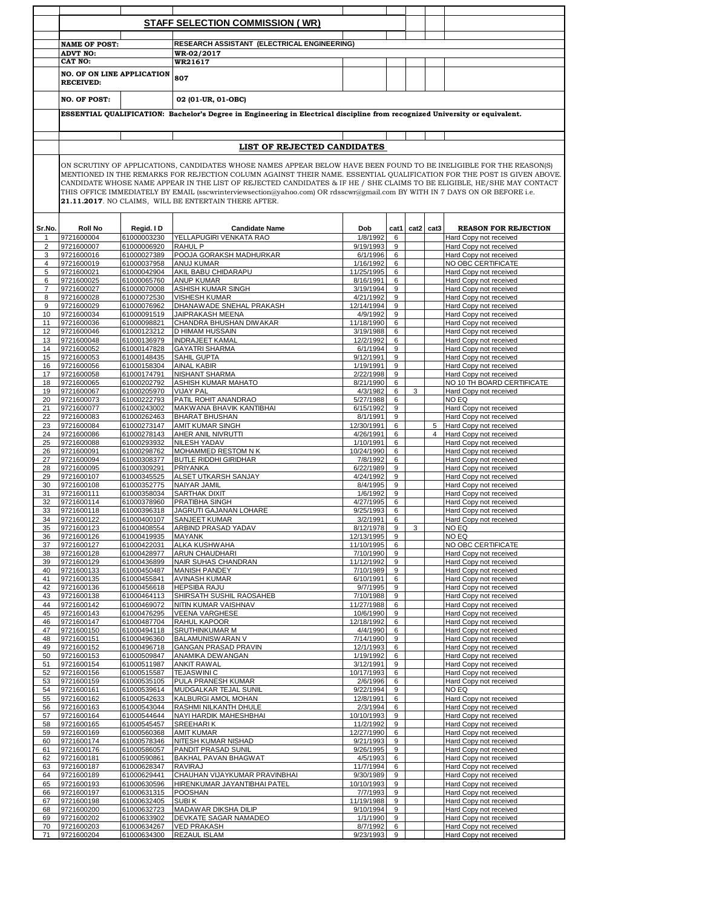## STAFF SELECTION COMMISSION ( WR)

| | |
|---|---|
| **NAME OF POST:** | **RESEARCH ASSISTANT (ELECTRICAL ENGINEERING)** |
| **ADVT NO:** | **WR-02/2017** |
| **CAT NO:** | **WR21617** |
| **NO. OF ON LINE APPLICATION RECEIVED:** | **807** |
| **NO. OF POST:** | **02 (01-UR, 01-OBC)** |

**ESSENTIAL QUALIFICATION: Bachelor's Degree in Engineering in Electrical discipline from recognized University or equivalent.**

### LIST OF REJECTED CANDIDATES

ON SCRUTINY OF APPLICATIONS, CANDIDATES WHOSE NAMES APPEAR BELOW HAVE BEEN FOUND TO BE INELIGIBLE FOR THE REASON(S) MENTIONED IN THE REMARKS FOR REJECTION COLUMN AGAINST THEIR NAME. ESSENTIAL QUALIFICATION FOR THE POST IS GIVEN ABOVE. CANDIDATE WHOSE NAME APPEAR IN THE LIST OF REJECTED CANDIDATES & IF HE / SHE CLAIMS TO BE ELIGIBLE, HE/SHE MAY CONTACT THIS OFFICE IMMEDIATELY BY EMAIL (sscwrinterviewsection@yahoo.com) OR rdsscwr@gmail.com BY WITH IN 7 DAYS ON OR BEFORE i.e. **21.11.2017**. NO CLAIMS, WILL BE ENTERTAIN THERE AFTER.

| Sr.No. | Roll No | Regid. I D | Candidate Name | Dob | cat1 | cat2 | cat3 | REASON FOR REJECTION |
|---|---|---|---|---|---|---|---|---|
| 1 | 9721600004 | 61000003230 | YELLAPUGIRI VENKATA RAO | 1/8/1992 | 6 | | | Hard Copy not received |
| 2 | 9721600007 | 61000006920 | RAHUL P | 9/19/1993 | 9 | | | Hard Copy not received |
| 3 | 9721600016 | 61000027389 | POOJA GORAKSH MADHURKAR | 6/1/1996 | 6 | | | Hard Copy not received |
| 4 | 9721600019 | 61000037958 | ANUJ KUMAR | 1/16/1992 | 6 | | | NO OBC CERTIFICATE |
| 5 | 9721600021 | 61000042904 | AKIL BABU CHIDARAPU | 11/25/1995 | 6 | | | Hard Copy not received |
| 6 | 9721600025 | 61000065760 | ANUP KUMAR | 8/16/1991 | 6 | | | Hard Copy not received |
| 7 | 9721600027 | 61000070008 | ASHISH KUMAR SINGH | 3/19/1994 | 9 | | | Hard Copy not received |
| 8 | 9721600028 | 61000072530 | VISHESH KUMAR | 4/21/1992 | 9 | | | Hard Copy not received |
| 9 | 9721600029 | 61000076962 | DHANAWADE SNEHAL PRAKASH | 12/14/1994 | 9 | | | Hard Copy not received |
| 10 | 9721600034 | 61000091519 | JAIPRAKASH MEENA | 4/9/1992 | 9 | | | Hard Copy not received |
| 11 | 9721600036 | 61000098821 | CHANDRA BHUSHAN DIWAKAR | 11/18/1990 | 6 | | | Hard Copy not received |
| 12 | 9721600046 | 61000123212 | D HIMAM HUSSAIN | 3/19/1988 | 6 | | | Hard Copy not received |
| 13 | 9721600048 | 61000136979 | INDRAJEET KAMAL | 12/2/1992 | 6 | | | Hard Copy not received |
| 14 | 9721600052 | 61000147828 | GAYATRI SHARMA | 6/1/1994 | 9 | | | Hard Copy not received |
| 15 | 9721600053 | 61000148435 | SAHIL GUPTA | 9/12/1991 | 9 | | | Hard Copy not received |
| 16 | 9721600056 | 61000158304 | AINAL KABIR | 1/19/1991 | 9 | | | Hard Copy not received |
| 17 | 9721600058 | 61000174791 | NISHANT SHARMA | 2/22/1998 | 9 | | | Hard Copy not received |
| 18 | 9721600065 | 61000202792 | ASHISH KUMAR MAHATO | 8/21/1990 | 6 | | | NO 10 TH BOARD CERTIFICATE |
| 19 | 9721600067 | 61000205970 | VIJAY PAL | 4/3/1982 | 6 | 3 | | Hard Copy not received |
| 20 | 9721600073 | 61000222793 | PATIL ROHIT ANANDRAO | 5/27/1988 | 6 | | | NO EQ |
| 21 | 9721600077 | 61000243002 | MAKWANA BHAVIK KANTIBHAI | 6/15/1992 | 9 | | | Hard Copy not received |
| 22 | 9721600083 | 61000262463 | BHARAT BHUSHAN | 8/1/1991 | 9 | | | Hard Copy not received |
| 23 | 9721600084 | 61000273147 | AMIT KUMAR SINGH | 12/30/1991 | 6 | | 5 | Hard Copy not received |
| 24 | 9721600086 | 61000278143 | AHER ANIL NIVRUTTI | 4/26/1991 | 6 | | 4 | Hard Copy not received |
| 25 | 9721600088 | 61000293932 | NILESH YADAV | 1/10/1991 | 6 | | | Hard Copy not received |
| 26 | 9721600091 | 61000298762 | MOHAMMED RESTOM N K | 10/24/1990 | 6 | | | Hard Copy not received |
| 27 | 9721600094 | 61000308377 | BUTLE RIDDHI GIRIDHAR | 7/8/1992 | 6 | | | Hard Copy not received |
| 28 | 9721600095 | 61000309291 | PRIYANKA | 6/22/1989 | 9 | | | Hard Copy not received |
| 29 | 9721600107 | 61000345525 | ALSET UTKARSH SANJAY | 4/24/1992 | 9 | | | Hard Copy not received |
| 30 | 9721600108 | 61000352775 | NAIYAR JAMIL | 8/4/1995 | 9 | | | Hard Copy not received |
| 31 | 9721600111 | 61000358034 | SARTHAK DIXIT | 1/6/1992 | 9 | | | Hard Copy not received |
| 32 | 9721600114 | 61000378960 | PRATIBHA SINGH | 4/27/1995 | 6 | | | Hard Copy not received |
| 33 | 9721600118 | 61000396318 | JAGRUTI GAJANAN LOHARE | 9/25/1993 | 6 | | | Hard Copy not received |
| 34 | 9721600122 | 61000400107 | SANJEET KUMAR | 3/2/1991 | 6 | | | Hard Copy not received |
| 35 | 9721600123 | 61000408554 | ARBIND PRASAD YADAV | 8/12/1978 | 9 | 3 | | NO EQ |
| 36 | 9721600126 | 61000419935 | MAYANK | 12/13/1995 | 9 | | | NO EQ |
| 37 | 9721600127 | 61000422031 | ALKA KUSHWAHA | 11/10/1995 | 6 | | | NO OBC CERTIFICATE |
| 38 | 9721600128 | 61000428977 | ARUN CHAUDHARI | 7/10/1990 | 9 | | | Hard Copy not received |
| 39 | 9721600129 | 61000436899 | NAIR SUHAS CHANDRAN | 11/12/1992 | 9 | | | Hard Copy not received |
| 40 | 9721600133 | 61000450487 | MANISH PANDEY | 7/10/1989 | 9 | | | Hard Copy not received |
| 41 | 9721600135 | 61000455841 | AVINASH KUMAR | 6/10/1991 | 6 | | | Hard Copy not received |
| 42 | 9721600136 | 61000456618 | HEPSIBA RAJU | 9/7/1995 | 9 | | | Hard Copy not received |
| 43 | 9721600138 | 61000464113 | SHIRSATH SUSHIL RAOSAHEB | 7/10/1988 | 9 | | | Hard Copy not received |
| 44 | 9721600142 | 61000469072 | NITIN KUMAR VAISHNAV | 11/27/1988 | 6 | | | Hard Copy not received |
| 45 | 9721600143 | 61000476295 | VEENA VARGHESE | 10/6/1990 | 9 | | | Hard Copy not received |
| 46 | 9721600147 | 61000487704 | RAHUL KAPOOR | 12/18/1992 | 6 | | | Hard Copy not received |
| 47 | 9721600150 | 61000494118 | SRUTHINKUMAR M | 4/4/1990 | 6 | | | Hard Copy not received |
| 48 | 9721600151 | 61000496360 | BALAMUNISWARAN V | 7/14/1990 | 9 | | | Hard Copy not received |
| 49 | 9721600152 | 61000496718 | GANGAN PRASAD PRAVIN | 12/1/1993 | 6 | | | Hard Copy not received |
| 50 | 9721600153 | 61000509847 | ANAMIKA DEWANGAN | 1/19/1992 | 6 | | | Hard Copy not received |
| 51 | 9721600154 | 61000511987 | ANKIT RAWAL | 3/12/1991 | 9 | | | Hard Copy not received |
| 52 | 9721600156 | 61000515587 | TEJASWINI C | 10/17/1993 | 6 | | | Hard Copy not received |
| 53 | 9721600159 | 61000535105 | PULA PRANESH KUMAR | 2/6/1996 | 6 | | | Hard Copy not received |
| 54 | 9721600161 | 61000539614 | MUDGALKAR TEJAL SUNIL | 9/22/1994 | 9 | | | NO EQ |
| 55 | 9721600162 | 61000542633 | KALBURGI AMOL MOHAN | 12/8/1991 | 6 | | | Hard Copy not received |
| 56 | 9721600163 | 61000543044 | RASHMI NILKANTH DHULE | 2/3/1994 | 6 | | | Hard Copy not received |
| 57 | 9721600164 | 61000544644 | NAYI HARDIK MAHESHBHAI | 10/10/1993 | 9 | | | Hard Copy not received |
| 58 | 9721600165 | 61000545457 | SREEHARI K | 11/2/1992 | 9 | | | Hard Copy not received |
| 59 | 9721600169 | 61000560368 | AMIT KUMAR | 12/27/1990 | 6 | | | Hard Copy not received |
| 60 | 9721600174 | 61000578346 | NITESH KUMAR NISHAD | 9/21/1993 | 9 | | | Hard Copy not received |
| 61 | 9721600176 | 61000586057 | PANDIT PRASAD SUNIL | 9/26/1995 | 9 | | | Hard Copy not received |
| 62 | 9721600181 | 61000590861 | BAKHAL PAVAN BHAGWAT | 4/5/1993 | 6 | | | Hard Copy not received |
| 63 | 9721600187 | 61000628347 | RAVIRAJ | 11/7/1994 | 6 | | | Hard Copy not received |
| 64 | 9721600189 | 61000629441 | CHAUHAN VIJAYKUMAR PRAVINBHAI | 9/30/1989 | 9 | | | Hard Copy not received |
| 65 | 9721600193 | 61000630596 | HIRENKUMAR JAYANTIBHAI PATEL | 10/10/1993 | 9 | | | Hard Copy not received |
| 66 | 9721600197 | 61000631315 | POOSHAN | 7/7/1993 | 9 | | | Hard Copy not received |
| 67 | 9721600198 | 61000632405 | SUBI K | 11/19/1988 | 9 | | | Hard Copy not received |
| 68 | 9721600200 | 61000632723 | MADAWAR DIKSHA DILIP | 9/10/1994 | 9 | | | Hard Copy not received |
| 69 | 9721600202 | 61000633902 | DEVKATE SAGAR NAMADEO | 1/1/1990 | 9 | | | Hard Copy not received |
| 70 | 9721600203 | 61000634267 | VED PRAKASH | 8/7/1992 | 6 | | | Hard Copy not received |
| 71 | 9721600204 | 61000634300 | REZAUL ISLAM | 9/23/1993 | 9 | | | Hard Copy not received |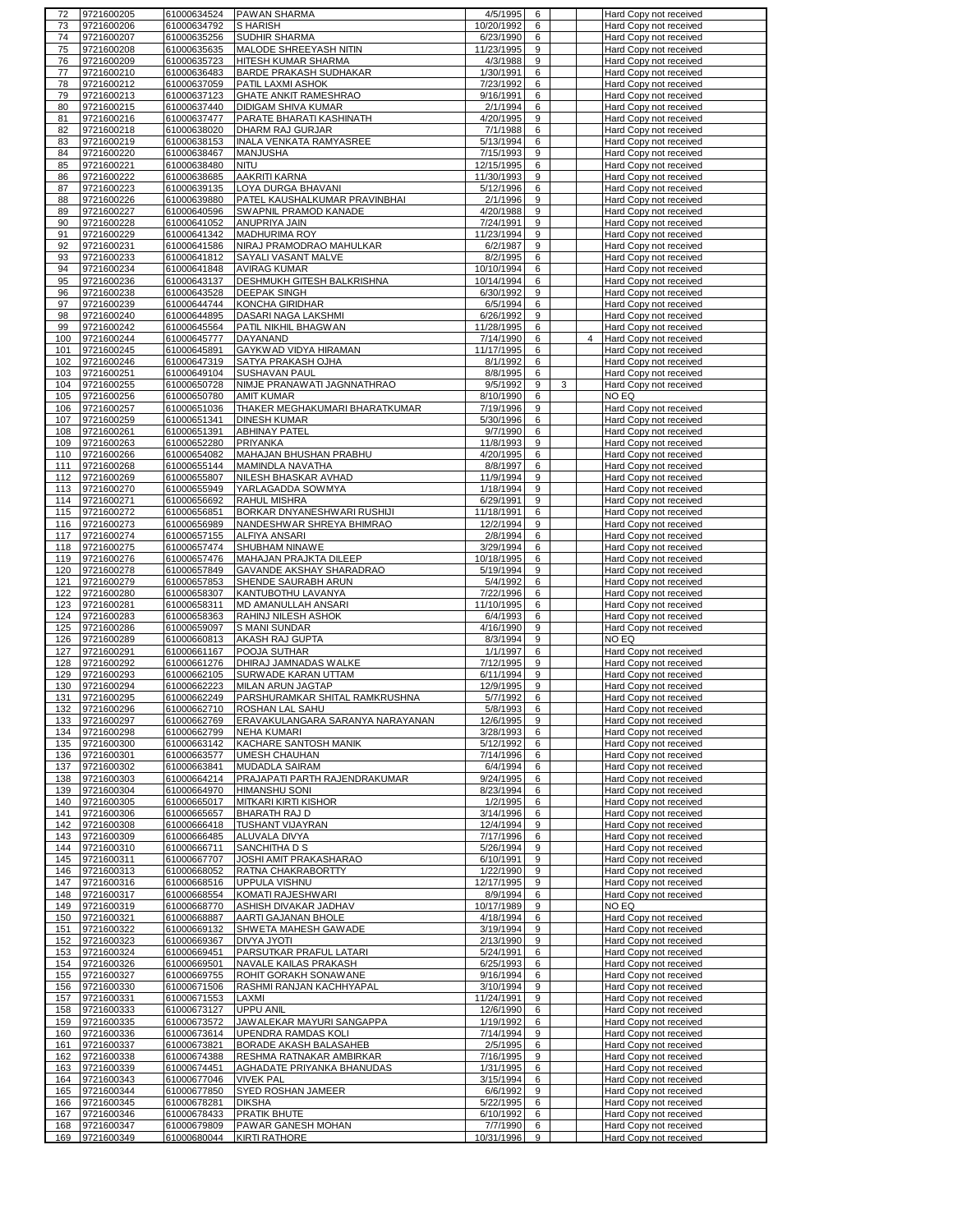| | | | | | | | | |
|---|---|---|---|---|---|---|---|---|
| 72 | 9721600205 | 61000634524 | PAWAN SHARMA | 4/5/1995 | 6 | | | Hard Copy not received |
| 73 | 9721600206 | 61000634792 | S HARISH | 10/20/1992 | 6 | | | Hard Copy not received |
| 74 | 9721600207 | 61000635256 | SUDHIR SHARMA | 6/23/1990 | 6 | | | Hard Copy not received |
| 75 | 9721600208 | 61000635635 | MALODE SHREEYASH NITIN | 11/23/1995 | 9 | | | Hard Copy not received |
| 76 | 9721600209 | 61000635723 | HITESH KUMAR SHARMA | 4/3/1988 | 9 | | | Hard Copy not received |
| 77 | 9721600210 | 61000636483 | BARDE PRAKASH SUDHAKAR | 1/30/1991 | 6 | | | Hard Copy not received |
| 78 | 9721600212 | 61000637059 | PATIL LAXMI ASHOK | 7/23/1992 | 6 | | | Hard Copy not received |
| 79 | 9721600213 | 61000637123 | GHATE ANKIT RAMESHRAO | 9/16/1991 | 6 | | | Hard Copy not received |
| 80 | 9721600215 | 61000637440 | DIDIGAM SHIVA KUMAR | 2/1/1994 | 6 | | | Hard Copy not received |
| 81 | 9721600216 | 61000637477 | PARATE BHARATI KASHINATH | 4/20/1995 | 9 | | | Hard Copy not received |
| 82 | 9721600218 | 61000638020 | DHARM RAJ GURJAR | 7/1/1988 | 6 | | | Hard Copy not received |
| 83 | 9721600219 | 61000638153 | INALA VENKATA RAMYASREE | 5/13/1994 | 6 | | | Hard Copy not received |
| 84 | 9721600220 | 61000638467 | MANJUSHA | 7/15/1993 | 9 | | | Hard Copy not received |
| 85 | 9721600221 | 61000638480 | NITU | 12/15/1995 | 6 | | | Hard Copy not received |
| 86 | 9721600222 | 61000638685 | AAKRITI KARNA | 11/30/1993 | 9 | | | Hard Copy not received |
| 87 | 9721600223 | 61000639135 | LOYA DURGA BHAVANI | 5/12/1996 | 6 | | | Hard Copy not received |
| 88 | 9721600226 | 61000639880 | PATEL KAUSHALKUMAR PRAVINBHAI | 2/1/1996 | 9 | | | Hard Copy not received |
| 89 | 9721600227 | 61000640596 | SWAPNIL PRAMOD KANADE | 4/20/1988 | 9 | | | Hard Copy not received |
| 90 | 9721600228 | 61000641052 | ANUPRIYA JAIN | 7/24/1991 | 9 | | | Hard Copy not received |
| 91 | 9721600229 | 61000641342 | MADHURIMA ROY | 11/23/1994 | 9 | | | Hard Copy not received |
| 92 | 9721600231 | 61000641586 | NIRAJ PRAMODRAO MAHULKAR | 6/2/1987 | 9 | | | Hard Copy not received |
| 93 | 9721600233 | 61000641812 | SAYALI VASANT MALVE | 8/2/1995 | 6 | | | Hard Copy not received |
| 94 | 9721600234 | 61000641848 | AVIRAG KUMAR | 10/10/1994 | 6 | | | Hard Copy not received |
| 95 | 9721600236 | 61000643137 | DESHMUKH GITESH BALKRISHNA | 10/14/1994 | 6 | | | Hard Copy not received |
| 96 | 9721600238 | 61000643528 | DEEPAK SINGH | 6/30/1992 | 9 | | | Hard Copy not received |
| 97 | 9721600239 | 61000644744 | KONCHA GIRIDHAR | 6/5/1994 | 6 | | | Hard Copy not received |
| 98 | 9721600240 | 61000644895 | DASARI NAGA LAKSHMI | 6/26/1992 | 9 | | | Hard Copy not received |
| 99 | 9721600242 | 61000645564 | PATIL NIKHIL BHAGWAN | 11/28/1995 | 6 | | | Hard Copy not received |
| 100 | 9721600244 | 61000645777 | DAYANAND | 7/14/1990 | 6 | | 4 | Hard Copy not received |
| 101 | 9721600245 | 61000645891 | GAYKWAD VIDYA HIRAMAN | 11/17/1995 | 6 | | | Hard Copy not received |
| 102 | 9721600246 | 61000647319 | SATYA PRAKASH OJHA | 8/1/1992 | 6 | | | Hard Copy not received |
| 103 | 9721600251 | 61000649104 | SUSHAVAN PAUL | 8/8/1995 | 6 | | | Hard Copy not received |
| 104 | 9721600255 | 61000650728 | NIMJE PRANAWATI JAGNNATHRAO | 9/5/1992 | 9 | 3 | | Hard Copy not received |
| 105 | 9721600256 | 61000650780 | AMIT KUMAR | 8/10/1990 | 6 | | | NO EQ |
| 106 | 9721600257 | 61000651036 | THAKER MEGHAKUMARI BHARATKUMAR | 7/19/1996 | 9 | | | Hard Copy not received |
| 107 | 9721600259 | 61000651341 | DINESH KUMAR | 5/30/1996 | 6 | | | Hard Copy not received |
| 108 | 9721600261 | 61000651391 | ABHINAY PATEL | 9/7/1990 | 6 | | | Hard Copy not received |
| 109 | 9721600263 | 61000652280 | PRIYANKA | 11/8/1993 | 9 | | | Hard Copy not received |
| 110 | 9721600266 | 61000654082 | MAHAJAN BHUSHAN PRABHU | 4/20/1995 | 6 | | | Hard Copy not received |
| 111 | 9721600268 | 61000655144 | MAMINDLA NAVATHA | 8/8/1997 | 6 | | | Hard Copy not received |
| 112 | 9721600269 | 61000655807 | NILESH BHASKAR AVHAD | 11/9/1994 | 9 | | | Hard Copy not received |
| 113 | 9721600270 | 61000655949 | YARLAGADDA SOWMYA | 1/18/1994 | 9 | | | Hard Copy not received |
| 114 | 9721600271 | 61000656692 | RAHUL MISHRA | 6/29/1991 | 9 | | | Hard Copy not received |
| 115 | 9721600272 | 61000656851 | BORKAR DNYANESHWARI RUSHIJI | 11/18/1991 | 6 | | | Hard Copy not received |
| 116 | 9721600273 | 61000656989 | NANDESHWAR SHREYA BHIMRAO | 12/2/1994 | 9 | | | Hard Copy not received |
| 117 | 9721600274 | 61000657155 | ALFIYA ANSARI | 2/8/1994 | 6 | | | Hard Copy not received |
| 118 | 9721600275 | 61000657474 | SHUBHAM NINAWE | 3/29/1994 | 6 | | | Hard Copy not received |
| 119 | 9721600276 | 61000657476 | MAHAJAN PRAJKTA DILEEP | 10/18/1995 | 6 | | | Hard Copy not received |
| 120 | 9721600278 | 61000657849 | GAVANDE AKSHAY SHARADRAO | 5/19/1994 | 9 | | | Hard Copy not received |
| 121 | 9721600279 | 61000657853 | SHENDE SAURABH ARUN | 5/4/1992 | 6 | | | Hard Copy not received |
| 122 | 9721600280 | 61000658307 | KANTUBOTHU LAVANYA | 7/22/1996 | 6 | | | Hard Copy not received |
| 123 | 9721600281 | 61000658311 | MD AMANULLAH ANSARI | 11/10/1995 | 6 | | | Hard Copy not received |
| 124 | 9721600283 | 61000658363 | RAHINJ NILESH ASHOK | 6/4/1993 | 6 | | | Hard Copy not received |
| 125 | 9721600286 | 61000659097 | S MANI SUNDAR | 4/16/1990 | 9 | | | Hard Copy not received |
| 126 | 9721600289 | 61000660813 | AKASH RAJ GUPTA | 8/3/1994 | 9 | | | NO EQ |
| 127 | 9721600291 | 61000661167 | POOJA SUTHAR | 1/1/1997 | 6 | | | Hard Copy not received |
| 128 | 9721600292 | 61000661276 | DHIRAJ JAMNADAS WALKE | 7/12/1995 | 9 | | | Hard Copy not received |
| 129 | 9721600293 | 61000662105 | SURWADE KARAN UTTAM | 6/11/1994 | 9 | | | Hard Copy not received |
| 130 | 9721600294 | 61000662223 | MILAN ARUN JAGTAP | 12/9/1995 | 9 | | | Hard Copy not received |
| 131 | 9721600295 | 61000662249 | PARSHURAMKAR SHITAL RAMKRUSHNA | 5/7/1992 | 6 | | | Hard Copy not received |
| 132 | 9721600296 | 61000662710 | ROSHAN LAL SAHU | 5/8/1993 | 6 | | | Hard Copy not received |
| 133 | 9721600297 | 61000662769 | ERAVAKULANGARA SARANYA NARAYANAN | 12/6/1995 | 9 | | | Hard Copy not received |
| 134 | 9721600298 | 61000662799 | NEHA KUMARI | 3/28/1993 | 6 | | | Hard Copy not received |
| 135 | 9721600300 | 61000663142 | KACHARE SANTOSH MANIK | 5/12/1992 | 6 | | | Hard Copy not received |
| 136 | 9721600301 | 61000663577 | UMESH CHAUHAN | 7/14/1996 | 6 | | | Hard Copy not received |
| 137 | 9721600302 | 61000663841 | MUDADLA SAIRAM | 6/4/1994 | 6 | | | Hard Copy not received |
| 138 | 9721600303 | 61000664214 | PRAJAPATI PARTH RAJENDRAKUMAR | 9/24/1995 | 6 | | | Hard Copy not received |
| 139 | 9721600304 | 61000664970 | HIMANSHU SONI | 8/23/1994 | 6 | | | Hard Copy not received |
| 140 | 9721600305 | 61000665017 | MITKARI KIRTI KISHOR | 1/2/1995 | 6 | | | Hard Copy not received |
| 141 | 9721600306 | 61000665657 | BHARATH RAJ D | 3/14/1996 | 6 | | | Hard Copy not received |
| 142 | 9721600308 | 61000666418 | TUSHANT VIJAYRAN | 12/4/1994 | 9 | | | Hard Copy not received |
| 143 | 9721600309 | 61000666485 | ALUVALA DIVYA | 7/17/1996 | 6 | | | Hard Copy not received |
| 144 | 9721600310 | 61000666711 | SANCHITHA D S | 5/26/1994 | 9 | | | Hard Copy not received |
| 145 | 9721600311 | 61000667707 | JOSHI AMIT PRAKASHARAO | 6/10/1991 | 9 | | | Hard Copy not received |
| 146 | 9721600313 | 61000668052 | RATNA CHAKRABORTTY | 1/22/1990 | 9 | | | Hard Copy not received |
| 147 | 9721600316 | 61000668516 | UPPULA VISHNU | 12/17/1995 | 9 | | | Hard Copy not received |
| 148 | 9721600317 | 61000668554 | KOMATI RAJESHWARI | 8/9/1994 | 6 | | | Hard Copy not received |
| 149 | 9721600319 | 61000668770 | ASHISH DIVAKAR JADHAV | 10/17/1989 | 9 | | | NO EQ |
| 150 | 9721600321 | 61000668887 | AARTI GAJANAN BHOLE | 4/18/1994 | 6 | | | Hard Copy not received |
| 151 | 9721600322 | 61000669132 | SHWETA MAHESH GAWADE | 3/19/1994 | 9 | | | Hard Copy not received |
| 152 | 9721600323 | 61000669367 | DIVYA JYOTI | 2/13/1990 | 9 | | | Hard Copy not received |
| 153 | 9721600324 | 61000669451 | PARSUTKAR PRAFUL LATARI | 5/24/1991 | 6 | | | Hard Copy not received |
| 154 | 9721600326 | 61000669501 | NAVALE KAILAS PRAKASH | 6/25/1993 | 6 | | | Hard Copy not received |
| 155 | 9721600327 | 61000669755 | ROHIT GORAKH SONAWANE | 9/16/1994 | 6 | | | Hard Copy not received |
| 156 | 9721600330 | 61000671506 | RASHMI RANJAN KACHHYAPAL | 3/10/1994 | 9 | | | Hard Copy not received |
| 157 | 9721600331 | 61000671553 | LAXMI | 11/24/1991 | 9 | | | Hard Copy not received |
| 158 | 9721600333 | 61000673127 | UPPU ANIL | 12/6/1990 | 6 | | | Hard Copy not received |
| 159 | 9721600335 | 61000673572 | JAWALEKAR MAYURI SANGAPPA | 1/19/1992 | 6 | | | Hard Copy not received |
| 160 | 9721600336 | 61000673614 | UPENDRA RAMDAS KOLI | 7/14/1994 | 9 | | | Hard Copy not received |
| 161 | 9721600337 | 61000673821 | BORADE AKASH BALASAHEB | 2/5/1995 | 6 | | | Hard Copy not received |
| 162 | 9721600338 | 61000674388 | RESHMA RATNAKAR AMBIRKAR | 7/16/1995 | 9 | | | Hard Copy not received |
| 163 | 9721600339 | 61000674451 | AGHADATE PRIYANKA BHANUDAS | 1/31/1995 | 6 | | | Hard Copy not received |
| 164 | 9721600343 | 61000677046 | VIVEK PAL | 3/15/1994 | 6 | | | Hard Copy not received |
| 165 | 9721600344 | 61000677850 | SYED ROSHAN JAMEER | 6/6/1992 | 9 | | | Hard Copy not received |
| 166 | 9721600345 | 61000678281 | DIKSHA | 5/22/1995 | 6 | | | Hard Copy not received |
| 167 | 9721600346 | 61000678433 | PRATIK BHUTE | 6/10/1992 | 6 | | | Hard Copy not received |
| 168 | 9721600347 | 61000679809 | PAWAR GANESH MOHAN | 7/7/1990 | 6 | | | Hard Copy not received |
| 169 | 9721600349 | 61000680044 | KIRTI RATHORE | 10/31/1996 | 9 | | | Hard Copy not received |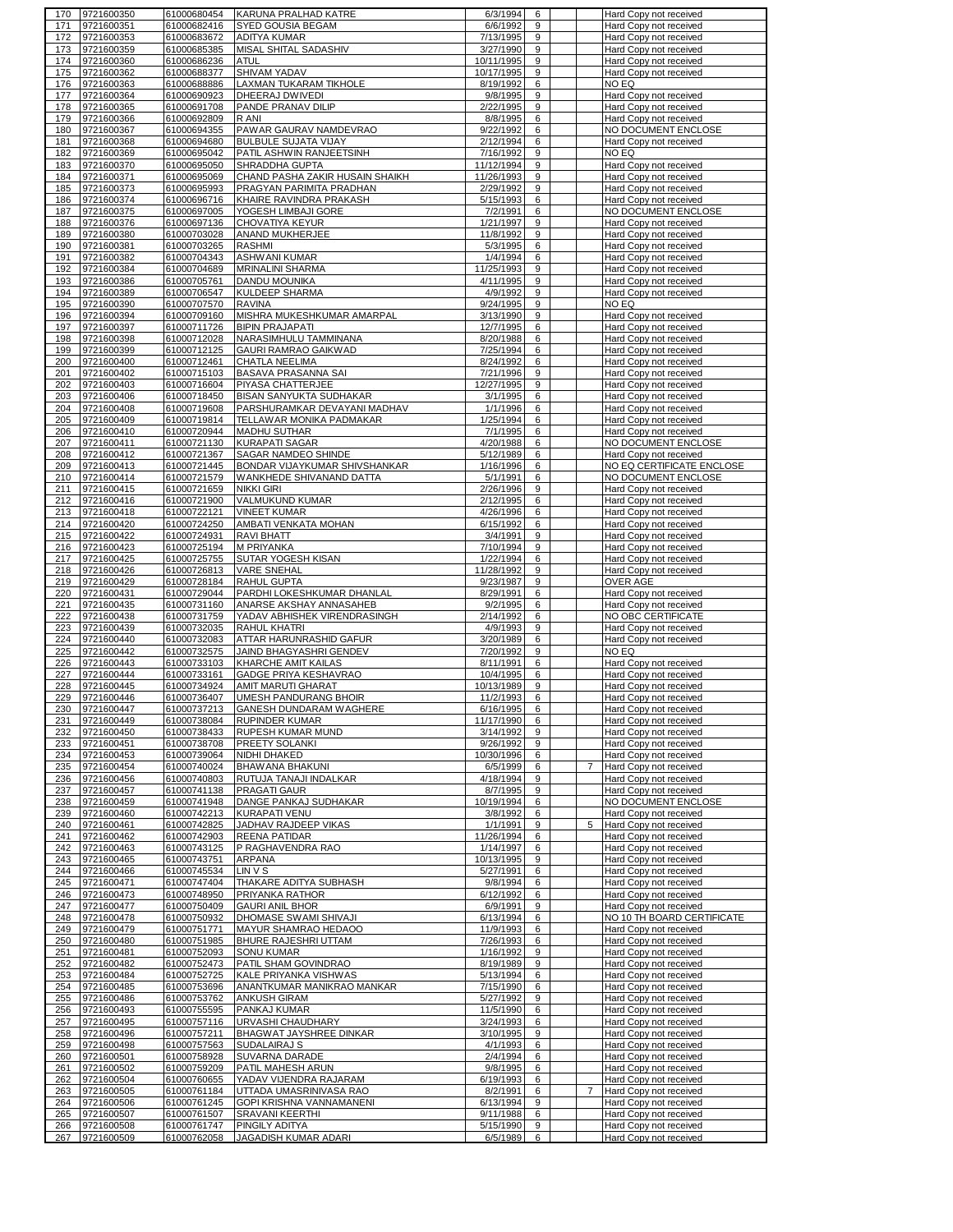| | | | | | | | | |
|---|---|---|---|---|---|---|---|---|
| 170 | 9721600350 | 61000680454 | KARUNA PRALHAD KATRE | 6/3/1994 | 6 | | | Hard Copy not received |
| 171 | 9721600351 | 61000682416 | SYED GOUSIA BEGAM | 6/6/1992 | 9 | | | Hard Copy not received |
| 172 | 9721600353 | 61000683672 | ADITYA KUMAR | 7/13/1995 | 9 | | | Hard Copy not received |
| 173 | 9721600359 | 61000685385 | MISAL SHITAL SADASHIV | 3/27/1990 | 9 | | | Hard Copy not received |
| 174 | 9721600360 | 61000686236 | ATUL | 10/11/1995 | 9 | | | Hard Copy not received |
| 175 | 9721600362 | 61000688377 | SHIVAM YADAV | 10/17/1995 | 9 | | | Hard Copy not received |
| 176 | 9721600363 | 61000688886 | LAXMAN TUKARAM TIKHOLE | 8/19/1992 | 6 | | | NO EQ |
| 177 | 9721600364 | 61000690923 | DHEERAJ DWIVEDI | 9/8/1995 | 9 | | | Hard Copy not received |
| 178 | 9721600365 | 61000691708 | PANDE PRANAV DILIP | 2/22/1995 | 9 | | | Hard Copy not received |
| 179 | 9721600366 | 61000692809 | R ANI | 8/8/1995 | 6 | | | Hard Copy not received |
| 180 | 9721600367 | 61000694355 | PAWAR GAURAV NAMDEVRAO | 9/22/1992 | 6 | | | NO DOCUMENT ENCLOSE |
| 181 | 9721600368 | 61000694680 | BULBULE SUJATA VIJAY | 2/12/1994 | 6 | | | Hard Copy not received |
| 182 | 9721600369 | 61000695042 | PATIL ASHWIN RANJEETSINH | 7/16/1992 | 9 | | | NO EQ |
| 183 | 9721600370 | 61000695050 | SHRADDHA GUPTA | 11/12/1994 | 9 | | | Hard Copy not received |
| 184 | 9721600371 | 61000695069 | CHAND PASHA ZAKIR HUSAIN SHAIKH | 11/26/1993 | 9 | | | Hard Copy not received |
| 185 | 9721600373 | 61000695993 | PRAGYAN PARIMITA PRADHAN | 2/29/1992 | 9 | | | Hard Copy not received |
| 186 | 9721600374 | 61000696716 | KHAIRE RAVINDRA PRAKASH | 5/15/1993 | 6 | | | Hard Copy not received |
| 187 | 9721600375 | 61000697005 | YOGESH LIMBAJI GORE | 7/2/1991 | 6 | | | NO DOCUMENT ENCLOSE |
| 188 | 9721600376 | 61000697136 | CHOVATIYA KEYUR | 1/21/1997 | 9 | | | Hard Copy not received |
| 189 | 9721600380 | 61000703028 | ANAND MUKHERJEE | 11/8/1992 | 9 | | | Hard Copy not received |
| 190 | 9721600381 | 61000703265 | RASHMI | 5/3/1995 | 6 | | | Hard Copy not received |
| 191 | 9721600382 | 61000704343 | ASHWANI KUMAR | 1/4/1994 | 6 | | | Hard Copy not received |
| 192 | 9721600384 | 61000704689 | MRINALINI SHARMA | 11/25/1993 | 9 | | | Hard Copy not received |
| 193 | 9721600386 | 61000705761 | DANDU MOUNIKA | 4/11/1995 | 9 | | | Hard Copy not received |
| 194 | 9721600389 | 61000706547 | KULDEEP SHARMA | 4/9/1992 | 9 | | | Hard Copy not received |
| 195 | 9721600390 | 61000707570 | RAVINA | 9/24/1995 | 9 | | | NO EQ |
| 196 | 9721600394 | 61000709160 | MISHRA MUKESHKUMAR AMARPAL | 3/13/1990 | 9 | | | Hard Copy not received |
| 197 | 9721600397 | 61000711726 | BIPIN PRAJAPATI | 12/7/1995 | 6 | | | Hard Copy not received |
| 198 | 9721600398 | 61000712028 | NARASIMHULU TAMMINANA | 8/20/1988 | 6 | | | Hard Copy not received |
| 199 | 9721600399 | 61000712125 | GAURI RAMRAO GAIKWAD | 7/25/1994 | 6 | | | Hard Copy not received |
| 200 | 9721600400 | 61000712461 | CHATLA NEELIMA | 8/24/1992 | 6 | | | Hard Copy not received |
| 201 | 9721600402 | 61000715103 | BASAVA PRASANNA SAI | 7/21/1996 | 9 | | | Hard Copy not received |
| 202 | 9721600403 | 61000716604 | PIYASA CHATTERJEE | 12/27/1995 | 9 | | | Hard Copy not received |
| 203 | 9721600406 | 61000718450 | BISAN SANYUKTA SUDHAKAR | 3/1/1995 | 6 | | | Hard Copy not received |
| 204 | 9721600408 | 61000719608 | PARSHURAMKAR DEVAYANI MADHAV | 1/1/1996 | 6 | | | Hard Copy not received |
| 205 | 9721600409 | 61000719814 | TELLAWAR MONIKA PADMAKAR | 1/25/1994 | 6 | | | Hard Copy not received |
| 206 | 9721600410 | 61000720944 | MADHU SUTHAR | 7/1/1995 | 6 | | | Hard Copy not received |
| 207 | 9721600411 | 61000721130 | KURAPATI SAGAR | 4/20/1988 | 6 | | | NO DOCUMENT ENCLOSE |
| 208 | 9721600412 | 61000721367 | SAGAR NAMDEO SHINDE | 5/12/1989 | 6 | | | Hard Copy not received |
| 209 | 9721600413 | 61000721445 | BONDAR VIJAYKUMAR SHIVSHANKAR | 1/16/1996 | 6 | | | NO EQ CERTIFICATE ENCLOSE |
| 210 | 9721600414 | 61000721579 | WANKHEDE SHIVANAND DATTA | 5/1/1991 | 6 | | | NO DOCUMENT ENCLOSE |
| 211 | 9721600415 | 61000721659 | NIKKI GIRI | 2/26/1996 | 9 | | | Hard Copy not received |
| 212 | 9721600416 | 61000721900 | VALMUKUND KUMAR | 2/12/1995 | 6 | | | Hard Copy not received |
| 213 | 9721600418 | 61000722121 | VINEET KUMAR | 4/26/1996 | 6 | | | Hard Copy not received |
| 214 | 9721600420 | 61000724250 | AMBATI VENKATA MOHAN | 6/15/1992 | 6 | | | Hard Copy not received |
| 215 | 9721600422 | 61000724931 | RAVI BHATT | 3/4/1991 | 9 | | | Hard Copy not received |
| 216 | 9721600423 | 61000725194 | M PRIYANKA | 7/10/1994 | 9 | | | Hard Copy not received |
| 217 | 9721600425 | 61000725755 | SUTAR YOGESH KISAN | 1/22/1994 | 6 | | | Hard Copy not received |
| 218 | 9721600426 | 61000726813 | VARE SNEHAL | 11/28/1992 | 9 | | | Hard Copy not received |
| 219 | 9721600429 | 61000728184 | RAHUL GUPTA | 9/23/1987 | 9 | | | OVER AGE |
| 220 | 9721600431 | 61000729044 | PARDHI LOKESHKUMAR DHANLAL | 8/29/1991 | 6 | | | Hard Copy not received |
| 221 | 9721600435 | 61000731160 | ANARSE AKSHAY ANNASAHEB | 9/2/1995 | 6 | | | Hard Copy not received |
| 222 | 9721600438 | 61000731759 | YADAV ABHISHEK VIRENDRASINGH | 2/14/1992 | 6 | | | NO OBC CERTIFICATE |
| 223 | 9721600439 | 61000732035 | RAHUL KHATRI | 4/9/1993 | 9 | | | Hard Copy not received |
| 224 | 9721600440 | 61000732083 | ATTAR HARUNRASHID GAFUR | 3/20/1989 | 6 | | | Hard Copy not received |
| 225 | 9721600442 | 61000732575 | JAIND BHAGYASHRI GENDEV | 7/20/1992 | 9 | | | NO EQ |
| 226 | 9721600443 | 61000733103 | KHARCHE AMIT KAILAS | 8/11/1991 | 6 | | | Hard Copy not received |
| 227 | 9721600444 | 61000733161 | GADGE PRIYA KESHAVRAO | 10/4/1995 | 6 | | | Hard Copy not received |
| 228 | 9721600445 | 61000734924 | AMIT MARUTI GHARAT | 10/13/1989 | 9 | | | Hard Copy not received |
| 229 | 9721600446 | 61000736407 | UMESH PANDURANG BHOIR | 11/2/1993 | 6 | | | Hard Copy not received |
| 230 | 9721600447 | 61000737213 | GANESH DUNDARAM WAGHERE | 6/16/1995 | 6 | | | Hard Copy not received |
| 231 | 9721600449 | 61000738084 | RUPINDER KUMAR | 11/17/1990 | 6 | | | Hard Copy not received |
| 232 | 9721600450 | 61000738433 | RUPESH KUMAR MUND | 3/14/1992 | 9 | | | Hard Copy not received |
| 233 | 9721600451 | 61000738708 | PREETY SOLANKI | 9/26/1992 | 9 | | | Hard Copy not received |
| 234 | 9721600453 | 61000739064 | NIDHI DHAKED | 10/30/1996 | 6 | | | Hard Copy not received |
| 235 | 9721600454 | 61000740024 | BHAWANA BHAKUNI | 6/5/1999 | 6 | | 7 | Hard Copy not received |
| 236 | 9721600456 | 61000740803 | RUTUJA TANAJI INDALKAR | 4/18/1994 | 9 | | | Hard Copy not received |
| 237 | 9721600457 | 61000741138 | PRAGATI GAUR | 8/7/1995 | 9 | | | Hard Copy not received |
| 238 | 9721600459 | 61000741948 | DANGE PANKAJ SUDHAKAR | 10/19/1994 | 6 | | | NO DOCUMENT ENCLOSE |
| 239 | 9721600460 | 61000742213 | KURAPATI VENU | 3/8/1992 | 6 | | | Hard Copy not received |
| 240 | 9721600461 | 61000742825 | JADHAV RAJDEEP VIKAS | 1/1/1991 | 9 | | 5 | Hard Copy not received |
| 241 | 9721600462 | 61000742903 | REENA PATIDAR | 11/26/1994 | 6 | | | Hard Copy not received |
| 242 | 9721600463 | 61000743125 | P RAGHAVENDRA RAO | 1/14/1997 | 6 | | | Hard Copy not received |
| 243 | 9721600465 | 61000743751 | ARPANA | 10/13/1995 | 9 | | | Hard Copy not received |
| 244 | 9721600466 | 61000745534 | LIN V S | 5/27/1991 | 6 | | | Hard Copy not received |
| 245 | 9721600471 | 61000747404 | THAKARE ADITYA SUBHASH | 9/8/1994 | 6 | | | Hard Copy not received |
| 246 | 9721600473 | 61000748950 | PRIYANKA RATHOR | 6/12/1992 | 6 | | | Hard Copy not received |
| 247 | 9721600477 | 61000750409 | GAURI ANIL BHOR | 6/9/1991 | 9 | | | Hard Copy not received |
| 248 | 9721600478 | 61000750932 | DHOMASE SWAMI SHIVAJI | 6/13/1994 | 6 | | | NO 10 TH BOARD CERTIFICATE |
| 249 | 9721600479 | 61000751771 | MAYUR SHAMRAO HEDAOO | 11/9/1993 | 6 | | | Hard Copy not received |
| 250 | 9721600480 | 61000751985 | BHURE RAJESHRI UTTAM | 7/26/1993 | 6 | | | Hard Copy not received |
| 251 | 9721600481 | 61000752093 | SONU KUMAR | 1/16/1992 | 9 | | | Hard Copy not received |
| 252 | 9721600482 | 61000752473 | PATIL SHAM GOVINDRAO | 8/19/1989 | 9 | | | Hard Copy not received |
| 253 | 9721600484 | 61000752725 | KALE PRIYANKA VISHWAS | 5/13/1994 | 6 | | | Hard Copy not received |
| 254 | 9721600485 | 61000753696 | ANANTKUMAR MANIKRAO MANKAR | 7/15/1990 | 6 | | | Hard Copy not received |
| 255 | 9721600486 | 61000753762 | ANKUSH GIRAM | 5/27/1992 | 9 | | | Hard Copy not received |
| 256 | 9721600493 | 61000755595 | PANKAJ KUMAR | 11/5/1990 | 6 | | | Hard Copy not received |
| 257 | 9721600495 | 61000757116 | URVASHI CHAUDHARY | 3/24/1993 | 6 | | | Hard Copy not received |
| 258 | 9721600496 | 61000757211 | BHAGWAT JAYSHREE DINKAR | 3/10/1995 | 9 | | | Hard Copy not received |
| 259 | 9721600498 | 61000757563 | SUDALAIRAJ S | 4/1/1993 | 6 | | | Hard Copy not received |
| 260 | 9721600501 | 61000758928 | SUVARNA DARADE | 2/4/1994 | 6 | | | Hard Copy not received |
| 261 | 9721600502 | 61000759209 | PATIL MAHESH ARUN | 9/8/1995 | 6 | | | Hard Copy not received |
| 262 | 9721600504 | 61000760655 | YADAV VIJENDRA RAJARAM | 6/19/1993 | 6 | | | Hard Copy not received |
| 263 | 9721600505 | 61000761184 | UTTADA UMASRINIVASA RAO | 8/2/1991 | 6 | | 7 | Hard Copy not received |
| 264 | 9721600506 | 61000761245 | GOPI KRISHNA VANNAMANENI | 6/13/1994 | 9 | | | Hard Copy not received |
| 265 | 9721600507 | 61000761507 | SRAVANI KEERTHI | 9/11/1988 | 6 | | | Hard Copy not received |
| 266 | 9721600508 | 61000761747 | PINGILY ADITYA | 5/15/1990 | 9 | | | Hard Copy not received |
| 267 | 9721600509 | 61000762058 | JAGADISH KUMAR ADARI | 6/5/1989 | 6 | | | Hard Copy not received |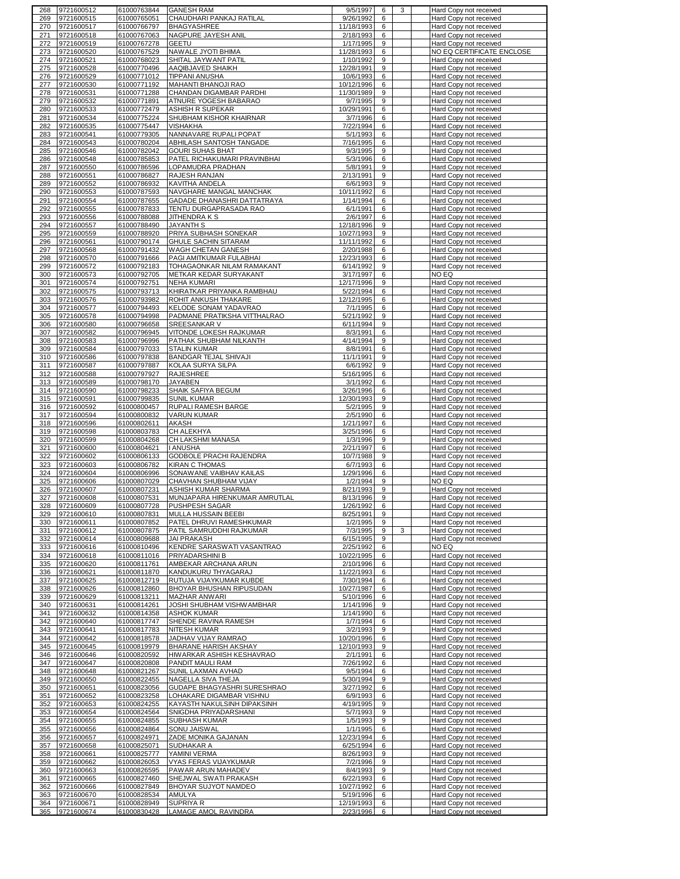| 268 | 9721600512 | 61000763844 | GANESH RAM | 9/5/1997 | 6 | 3 | | Hard Copy not received |
|---|---|---|---|---|---|---|---|---|
| 269 | 9721600515 | 61000765051 | CHAUDHARI PANKAJ RATILAL | 9/26/1992 | 6 | | | Hard Copy not received |
| 270 | 9721600517 | 61000766797 | BHAGYASHREE | 11/18/1993 | 6 | | | Hard Copy not received |
| 271 | 9721600518 | 61000767063 | NAGPURE JAYESH ANIL | 2/18/1993 | 6 | | | Hard Copy not received |
| 272 | 9721600519 | 61000767278 | GEETU | 1/17/1995 | 9 | | | Hard Copy not received |
| 273 | 9721600520 | 61000767529 | NAWALE JYOTI BHIMA | 11/28/1993 | 6 | | | NO EQ CERTIFICATE ENCLOSE |
| 274 | 9721600521 | 61000768023 | SHITAL JAYWANT PATIL | 1/10/1992 | 9 | | | Hard Copy not received |
| 275 | 9721600528 | 61000770496 | AAQIBJAVED SHAIKH | 12/28/1991 | 9 | | | Hard Copy not received |
| 276 | 9721600529 | 61000771012 | TIPPANI ANUSHA | 10/6/1993 | 6 | | | Hard Copy not received |
| 277 | 9721600530 | 61000771192 | MAHANTI BHANOJI RAO | 10/12/1996 | 6 | | | Hard Copy not received |
| 278 | 9721600531 | 61000771288 | CHANDAN DIGAMBAR PARDHI | 11/30/1989 | 9 | | | Hard Copy not received |
| 279 | 9721600532 | 61000771891 | ATNURE YOGESH BABARAO | 9/7/1995 | 9 | | | Hard Copy not received |
| 280 | 9721600533 | 61000772479 | ASHISH R SUPEKAR | 10/29/1991 | 6 | | | Hard Copy not received |
| 281 | 9721600534 | 61000775224 | SHUBHAM KISHOR KHAIRNAR | 3/7/1996 | 6 | | | Hard Copy not received |
| 282 | 9721600535 | 61000775447 | VISHAKHA | 7/22/1994 | 6 | | | Hard Copy not received |
| 283 | 9721600541 | 61000779305 | NANNAVARE RUPALI POPAT | 5/1/1993 | 6 | | | Hard Copy not received |
| 284 | 9721600543 | 61000780204 | ABHILASH SANTOSH TANGADE | 7/16/1995 | 6 | | | Hard Copy not received |
| 285 | 9721600546 | 61000782042 | GOURI SUHAS BHAT | 9/3/1995 | 9 | | | Hard Copy not received |
| 286 | 9721600548 | 61000785853 | PATEL RICHAKUMARI PRAVINBHAI | 5/3/1996 | 6 | | | Hard Copy not received |
| 287 | 9721600550 | 61000786596 | LOPAMUDRA PRADHAN | 5/8/1991 | 9 | | | Hard Copy not received |
| 288 | 9721600551 | 61000786827 | RAJESH RANJAN | 2/13/1991 | 9 | | | Hard Copy not received |
| 289 | 9721600552 | 61000786932 | KAVITHA ANDELA | 6/6/1993 | 9 | | | Hard Copy not received |
| 290 | 9721600553 | 61000787593 | NAVGHARE MANGAL MANCHAK | 10/11/1992 | 6 | | | Hard Copy not received |
| 291 | 9721600554 | 61000787655 | GADADE DHANASHRI DATTATRAYA | 1/14/1994 | 6 | | | Hard Copy not received |
| 292 | 9721600555 | 61000787833 | TENTU DURGAPRASADA RAO | 6/1/1991 | 6 | | | Hard Copy not received |
| 293 | 9721600556 | 61000788088 | JITHENDRA K S | 2/6/1997 | 6 | | | Hard Copy not received |
| 294 | 9721600557 | 61000788490 | JAYANTH S | 12/18/1996 | 9 | | | Hard Copy not received |
| 295 | 9721600559 | 61000788920 | PRIYA SUBHASH SONEKAR | 10/27/1993 | 9 | | | Hard Copy not received |
| 296 | 9721600561 | 61000790174 | GHULE SACHIN SITARAM | 11/11/1992 | 6 | | | Hard Copy not received |
| 297 | 9721600568 | 61000791432 | WAGH CHETAN GANESH | 2/20/1988 | 6 | | | Hard Copy not received |
| 298 | 9721600570 | 61000791666 | PAGI AMITKUMAR FULABHAI | 12/23/1993 | 6 | | | Hard Copy not received |
| 299 | 9721600572 | 61000792183 | TOHAGAONKAR NILAM RAMAKANT | 6/14/1992 | 9 | | | Hard Copy not received |
| 300 | 9721600573 | 61000792705 | METKAR KEDAR SURYAKANT | 3/17/1997 | 6 | | | NO EQ |
| 301 | 9721600574 | 61000792751 | NEHA KUMARI | 12/17/1996 | 9 | | | Hard Copy not received |
| 302 | 9721600575 | 61000793713 | KHIRATKAR PRIYANKA RAMBHAU | 5/22/1994 | 6 | | | Hard Copy not received |
| 303 | 9721600576 | 61000793982 | ROHIT ANKUSH THAKARE | 12/12/1995 | 6 | | | Hard Copy not received |
| 304 | 9721600577 | 61000794493 | KELODE SONAM YADAVRAO | 7/1/1995 | 6 | | | Hard Copy not received |
| 305 | 9721600578 | 61000794998 | PADMANE PRATIKSHA VITTHALRAO | 5/21/1992 | 9 | | | Hard Copy not received |
| 306 | 9721600580 | 61000796658 | SREESANKAR V | 6/11/1994 | 9 | | | Hard Copy not received |
| 307 | 9721600582 | 61000796945 | VITONDE LOKESH RAJKUMAR | 8/3/1991 | 6 | | | Hard Copy not received |
| 308 | 9721600583 | 61000796996 | PATHAK SHUBHAM NILKANTH | 4/14/1994 | 9 | | | Hard Copy not received |
| 309 | 9721600584 | 61000797033 | STALIN KUMAR | 8/8/1991 | 6 | | | Hard Copy not received |
| 310 | 9721600586 | 61000797838 | BANDGAR TEJAL SHIVAJI | 11/1/1991 | 9 | | | Hard Copy not received |
| 311 | 9721600587 | 61000797887 | KOLAA SURYA SILPA | 6/6/1992 | 9 | | | Hard Copy not received |
| 312 | 9721600588 | 61000797927 | RAJESHREE | 5/16/1995 | 6 | | | Hard Copy not received |
| 313 | 9721600589 | 61000798170 | JAYABEN | 3/1/1992 | 6 | | | Hard Copy not received |
| 314 | 9721600590 | 61000798233 | SHAIK SAFIYA BEGUM | 3/26/1996 | 6 | | | Hard Copy not received |
| 315 | 9721600591 | 61000799835 | SUNIL KUMAR | 12/30/1993 | 9 | | | Hard Copy not received |
| 316 | 9721600592 | 61000800457 | RUPALI RAMESH BARGE | 5/2/1995 | 9 | | | Hard Copy not received |
| 317 | 9721600594 | 61000800832 | VARUN KUMAR | 2/5/1990 | 6 | | | Hard Copy not received |
| 318 | 9721600596 | 61000802611 | AKASH | 1/21/1997 | 6 | | | Hard Copy not received |
| 319 | 9721600598 | 61000803783 | CH ALEKHYA | 3/25/1996 | 6 | | | Hard Copy not received |
| 320 | 9721600599 | 61000804268 | CH LAKSHMI MANASA | 1/3/1996 | 9 | | | Hard Copy not received |
| 321 | 9721600600 | 61000804621 | I ANUSHA | 2/21/1997 | 6 | | | Hard Copy not received |
| 322 | 9721600602 | 61000806133 | GODBOLE PRACHI RAJENDRA | 10/7/1988 | 9 | | | Hard Copy not received |
| 323 | 9721600603 | 61000806782 | KIRAN C THOMAS | 6/7/1993 | 6 | | | Hard Copy not received |
| 324 | 9721600604 | 61000806996 | SONAWANE VAIBHAV KAILAS | 1/29/1996 | 6 | | | Hard Copy not received |
| 325 | 9721600606 | 61000807029 | CHAVHAN SHUBHAM VIJAY | 1/2/1994 | 9 | | | NO EQ |
| 326 | 9721600607 | 61000807231 | ASHISH KUMAR SHARMA | 8/21/1993 | 9 | | | Hard Copy not received |
| 327 | 9721600608 | 61000807531 | MUNJAPARA HIRENKUMAR AMRUTLAL | 8/13/1996 | 9 | | | Hard Copy not received |
| 328 | 9721600609 | 61000807728 | PUSHPESH SAGAR | 1/26/1992 | 6 | | | Hard Copy not received |
| 329 | 9721600610 | 61000807831 | MULLA HUSSAIN BEEBI | 8/25/1991 | 9 | | | Hard Copy not received |
| 330 | 9721600611 | 61000807852 | PATEL DHRUVI RAMESHKUMAR | 1/2/1995 | 9 | | | Hard Copy not received |
| 331 | 9721600612 | 61000807875 | PATIL SAMRUDDHI RAJKUMAR | 7/3/1995 | 9 | 3 | | Hard Copy not received |
| 332 | 9721600614 | 61000809688 | JAI PRAKASH | 6/15/1995 | 9 | | | Hard Copy not received |
| 333 | 9721600616 | 61000810496 | KENDRE SARASWATI VASANTRAO | 2/25/1992 | 6 | | | NO EQ |
| 334 | 9721600618 | 61000811016 | PRIYADARSHINI B | 10/22/1995 | 6 | | | Hard Copy not received |
| 335 | 9721600620 | 61000811761 | AMBEKAR ARCHANA ARUN | 2/10/1996 | 6 | | | Hard Copy not received |
| 336 | 9721600621 | 61000811870 | KANDUKURU THYAGARAJ | 11/22/1993 | 6 | | | Hard Copy not received |
| 337 | 9721600625 | 61000812719 | RUTUJA VIJAYKUMAR KUBDE | 7/30/1994 | 6 | | | Hard Copy not received |
| 338 | 9721600626 | 61000812860 | BHOYAR BHUSHAN RIPUSUDAN | 10/27/1987 | 6 | | | Hard Copy not received |
| 339 | 9721600629 | 61000813211 | MAZHAR ANWARI | 5/10/1996 | 6 | | | Hard Copy not received |
| 340 | 9721600631 | 61000814261 | JOSHI SHUBHAM VISHWAMBHAR | 1/14/1996 | 9 | | | Hard Copy not received |
| 341 | 9721600632 | 61000814358 | ASHOK KUMAR | 1/14/1990 | 6 | | | Hard Copy not received |
| 342 | 9721600640 | 61000817747 | SHENDE RAVINA RAMESH | 1/7/1994 | 6 | | | Hard Copy not received |
| 343 | 9721600641 | 61000817783 | NITESH KUMAR | 3/2/1993 | 9 | | | Hard Copy not received |
| 344 | 9721600642 | 61000818578 | JADHAV VIJAY RAMRAO | 10/20/1996 | 6 | | | Hard Copy not received |
| 345 | 9721600645 | 61000819979 | BHARANE HARISH AKSHAY | 12/10/1993 | 9 | | | Hard Copy not received |
| 346 | 9721600646 | 61000820592 | HIWARKAR ASHISH KESHAVRAO | 2/1/1991 | 6 | | | Hard Copy not received |
| 347 | 9721600647 | 61000820808 | PANDIT MAULI RAM | 7/26/1992 | 6 | | | Hard Copy not received |
| 348 | 9721600648 | 61000821267 | SUNIL LAXMAN AVHAD | 9/5/1994 | 6 | | | Hard Copy not received |
| 349 | 9721600650 | 61000822455 | NAGELLA SIVA THEJA | 5/30/1994 | 9 | | | Hard Copy not received |
| 350 | 9721600651 | 61000823056 | GUDAPE BHAGYASHRI SURESHRAO | 3/27/1992 | 6 | | | Hard Copy not received |
| 351 | 9721600652 | 61000823258 | LOHAKARE DIGAMBAR VISHNU | 6/9/1993 | 6 | | | Hard Copy not received |
| 352 | 9721600653 | 61000824255 | KAYASTH NAKULSINH DIPAKSINH | 4/19/1995 | 9 | | | Hard Copy not received |
| 353 | 9721600654 | 61000824564 | SNIGDHA PRIYADARSHANI | 5/7/1993 | 9 | | | Hard Copy not received |
| 354 | 9721600655 | 61000824855 | SUBHASH KUMAR | 1/5/1993 | 9 | | | Hard Copy not received |
| 355 | 9721600656 | 61000824864 | SONU JAISWAL | 1/1/1995 | 6 | | | Hard Copy not received |
| 356 | 9721600657 | 61000824971 | ZADE MONIKA GAJANAN | 12/23/1994 | 6 | | | Hard Copy not received |
| 357 | 9721600658 | 61000825071 | SUDHAKAR A | 6/25/1994 | 6 | | | Hard Copy not received |
| 358 | 9721600661 | 61000825777 | YAMINI VERMA | 8/26/1993 | 9 | | | Hard Copy not received |
| 359 | 9721600662 | 61000826053 | VYAS FERAS VIJAYKUMAR | 7/2/1996 | 9 | | | Hard Copy not received |
| 360 | 9721600663 | 61000826595 | PAWAR ARUN MAHADEV | 8/4/1993 | 9 | | | Hard Copy not received |
| 361 | 9721600665 | 61000827460 | SHEJWAL SWATI PRAKASH | 6/22/1993 | 6 | | | Hard Copy not received |
| 362 | 9721600666 | 61000827849 | BHOYAR SUJYOT NAMDEO | 10/27/1992 | 6 | | | Hard Copy not received |
| 363 | 9721600670 | 61000828534 | AMULYA | 5/19/1996 | 6 | | | Hard Copy not received |
| 364 | 9721600671 | 61000828949 | SUPRIYA R | 12/19/1993 | 6 | | | Hard Copy not received |
| 365 | 9721600674 | 61000830428 | LAMAGE AMOL RAVINDRA | 2/23/1996 | 6 | | | Hard Copy not received |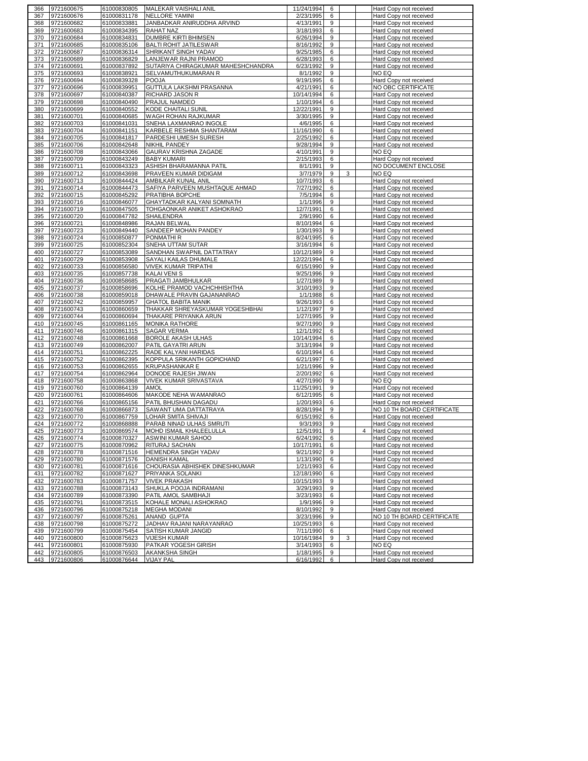| | | | | | | | | |
|---|---|---|---|---|---|---|---|---|
| 366 | 9721600675 | 61000830805 | MALEKAR VAISHALI ANIL | 11/24/1994 | 6 | | | Hard Copy not received |
| 367 | 9721600676 | 61000831178 | NELLORE YAMINI | 2/23/1995 | 6 | | | Hard Copy not received |
| 368 | 9721600682 | 61000833881 | JANBADKAR ANIRUDDHA ARVIND | 4/13/1991 | 9 | | | Hard Copy not received |
| 369 | 9721600683 | 61000834395 | RAHAT NAZ | 3/18/1993 | 6 | | | Hard Copy not received |
| 370 | 9721600684 | 61000834831 | DUMBRE KIRTI BHIMSEN | 6/26/1994 | 9 | | | Hard Copy not received |
| 371 | 9721600685 | 61000835106 | BALTI ROHIT JATILESWAR | 8/16/1992 | 9 | | | Hard Copy not received |
| 372 | 9721600687 | 61000836314 | SHRIKANT SINGH YADAV | 9/25/1985 | 6 | | | Hard Copy not received |
| 373 | 9721600689 | 61000836829 | LANJEWAR RAJNI PRAMOD | 6/28/1993 | 6 | | | Hard Copy not received |
| 374 | 9721600691 | 61000837892 | SUTARIYA CHIRAGKUMAR MAHESHCHANDRA | 6/23/1992 | 9 | | | Hard Copy not received |
| 375 | 9721600693 | 61000838921 | SELVAMUTHUKUMARAN R | 8/1/1992 | 9 | | | NO EQ |
| 376 | 9721600694 | 61000839328 | POOJA | 9/19/1995 | 6 | | | Hard Copy not received |
| 377 | 9721600696 | 61000839951 | GUTTULA LAKSHMI PRASANNA | 4/21/1991 | 6 | | | NO OBC CERTIFICATE |
| 378 | 9721600697 | 61000840387 | RICHARD JASON R | 10/14/1994 | 6 | | | Hard Copy not received |
| 379 | 9721600698 | 61000840490 | PRAJUL NAMDEO | 1/10/1994 | 6 | | | Hard Copy not received |
| 380 | 9721600699 | 61000840552 | KODE CHAITALI SUNIL | 12/22/1991 | 9 | | | Hard Copy not received |
| 381 | 9721600701 | 61000840685 | WAGH ROHAN RAJKUMAR | 3/30/1995 | 9 | | | Hard Copy not received |
| 382 | 9721600703 | 61000841031 | SNEHA LAXMANRAO INGOLE | 4/6/1995 | 6 | | | Hard Copy not received |
| 383 | 9721600704 | 61000841151 | KARBELE RESHMA SHANTARAM | 11/16/1990 | 6 | | | Hard Copy not received |
| 384 | 9721600705 | 61000841817 | PARDESHI UMESH SURESH | 2/25/1992 | 6 | | | Hard Copy not received |
| 385 | 9721600706 | 61000842648 | NIKHIL PANDEY | 9/28/1994 | 9 | | | Hard Copy not received |
| 386 | 9721600708 | 61000843066 | GAURAV KRISHNA ZAGADE | 4/10/1991 | 9 | | | NO EQ |
| 387 | 9721600709 | 61000843249 | BABY KUMARI | 2/15/1993 | 6 | | | Hard Copy not received |
| 388 | 9721600711 | 61000843323 | ASHISH BHARAMANNA PATIL | 8/1/1991 | 9 | | | NO DOCUMENT ENCLOSE |
| 389 | 9721600712 | 61000843698 | PRAVEEN KUMAR DIDIGAM | 3/7/1979 | 9 | 3 | | NO EQ |
| 390 | 9721600713 | 61000844424 | AMBILKAR KUNAL ANIL | 10/7/1993 | 6 | | | Hard Copy not received |
| 391 | 9721600714 | 61000844473 | SAFIYA PARVEEN MUSHTAQUE AHMAD | 7/27/1992 | 6 | | | Hard Copy not received |
| 392 | 9721600715 | 61000845292 | PRATIBHA BOPCHE | 7/5/1994 | 6 | | | Hard Copy not received |
| 393 | 9721600716 | 61000846077 | GHAYTADKAR KALYANI SOMNATH | 1/1/1996 | 9 | | | Hard Copy not received |
| 394 | 9721600719 | 61000847505 | TOHGAONKAR ANIKET ASHOKRAO | 12/7/1991 | 6 | | | Hard Copy not received |
| 395 | 9721600720 | 61000847782 | SHAILENDRA | 2/9/1990 | 6 | | | Hard Copy not received |
| 396 | 9721600721 | 61000848986 | RAJAN BELWAL | 8/10/1994 | 6 | | | Hard Copy not received |
| 397 | 9721600723 | 61000849440 | SANDEEP MOHAN PANDEY | 1/30/1993 | 9 | | | Hard Copy not received |
| 398 | 9721600724 | 61000850877 | PONMATHI R | 8/24/1995 | 6 | | | Hard Copy not received |
| 399 | 9721600725 | 61000852304 | SNEHA UTTAM SUTAR | 3/16/1994 | 6 | | | Hard Copy not received |
| 400 | 9721600727 | 61000853089 | SANDHAN SWAPNIL DATTATRAY | 10/12/1989 | 9 | | | Hard Copy not received |
| 401 | 9721600729 | 61000853908 | SAYALI KAILAS DHUMALE | 12/22/1994 | 6 | | | Hard Copy not received |
| 402 | 9721600733 | 61000856580 | VIVEK KUMAR TRIPATHI | 6/15/1990 | 9 | | | Hard Copy not received |
| 403 | 9721600735 | 61000857738 | KALAI VENI S | 9/25/1996 | 9 | | | Hard Copy not received |
| 404 | 9721600736 | 61000858685 | PRAGATI JAMBHULKAR | 1/27/1989 | 9 | | | Hard Copy not received |
| 405 | 9721600737 | 61000858696 | KOLHE PRAMOD VACHCHHISHTHA | 3/10/1993 | 9 | | | Hard Copy not received |
| 406 | 9721600738 | 61000859018 | DHAWALE PRAVIN GAJANANRAO | 1/1/1988 | 6 | | | Hard Copy not received |
| 407 | 9721600742 | 61000859957 | GHATOL BABITA MANIK | 9/26/1993 | 6 | | | Hard Copy not received |
| 408 | 9721600743 | 61000860659 | THAKKAR SHREYASKUMAR YOGESHBHAI | 1/12/1997 | 9 | | | Hard Copy not received |
| 409 | 9721600744 | 61000860694 | THAKARE PRIYANKA ARUN | 1/27/1995 | 9 | | | Hard Copy not received |
| 410 | 9721600745 | 61000861165 | MONIKA RATHORE | 9/27/1990 | 9 | | | Hard Copy not received |
| 411 | 9721600746 | 61000861315 | SAGAR VERMA | 12/1/1992 | 6 | | | Hard Copy not received |
| 412 | 9721600748 | 61000861668 | BOROLE AKASH ULHAS | 10/14/1994 | 6 | | | Hard Copy not received |
| 413 | 9721600749 | 61000862007 | PATIL GAYATRI ARUN | 3/13/1994 | 9 | | | Hard Copy not received |
| 414 | 9721600751 | 61000862225 | RADE KALYANI HARIDAS | 6/10/1994 | 6 | | | Hard Copy not received |
| 415 | 9721600752 | 61000862395 | KOPPULA SRIKANTH GOPICHAND | 6/21/1997 | 6 | | | Hard Copy not received |
| 416 | 9721600753 | 61000862655 | KRUPASHANKAR E | 1/21/1996 | 9 | | | Hard Copy not received |
| 417 | 9721600754 | 61000862964 | DONODE RAJESH JIWAN | 2/20/1992 | 6 | | | Hard Copy not received |
| 418 | 9721600758 | 61000863868 | VIVEK KUMAR SRIVASTAVA | 4/27/1990 | 9 | | | NO EQ |
| 419 | 9721600760 | 61000864139 | AMOL | 11/25/1991 | 9 | | | Hard Copy not received |
| 420 | 9721600761 | 61000864606 | MAKODE NEHA WAMANRAO | 6/12/1995 | 6 | | | Hard Copy not received |
| 421 | 9721600766 | 61000865156 | PATIL BHUSHAN DAGADU | 1/20/1993 | 6 | | | Hard Copy not received |
| 422 | 9721600768 | 61000866873 | SAWANT UMA DATTATRAYA | 8/28/1994 | 9 | | | NO 10 TH BOARD CERTIFICATE |
| 423 | 9721600770 | 61000867759 | LOHAR SMITA SHIVAJI | 6/15/1992 | 6 | | | Hard Copy not received |
| 424 | 9721600772 | 61000868888 | PARAB NINAD ULHAS SMRUTI | 9/3/1993 | 9 | | | Hard Copy not received |
| 425 | 9721600773 | 61000869574 | MOHD ISMAIL KHALEELULLA | 12/5/1991 | 9 | | 4 | Hard Copy not received |
| 426 | 9721600774 | 61000870327 | ASWINI KUMAR SAHOO | 6/24/1992 | 6 | | | Hard Copy not received |
| 427 | 9721600775 | 61000870962 | RITURAJ SACHAN | 10/17/1991 | 6 | | | Hard Copy not received |
| 428 | 9721600778 | 61000871516 | HEMENDRA SINGH YADAV | 9/21/1992 | 9 | | | Hard Copy not received |
| 429 | 9721600780 | 61000871576 | DANISH KAMAL | 1/13/1990 | 6 | | | Hard Copy not received |
| 430 | 9721600781 | 61000871616 | CHOURASIA ABHISHEK DINESHKUMAR | 1/21/1993 | 6 | | | Hard Copy not received |
| 431 | 9721600782 | 61000871627 | PRIYANKA SOLANKI | 12/18/1990 | 6 | | | Hard Copy not received |
| 432 | 9721600783 | 61000871757 | VIVEK PRAKASH | 10/15/1993 | 9 | | | Hard Copy not received |
| 433 | 9721600788 | 61000873143 | SHUKLA POOJA INDRAMANI | 3/29/1993 | 9 | | | Hard Copy not received |
| 434 | 9721600789 | 61000873390 | PATIL AMOL SAMBHAJI | 3/23/1993 | 6 | | | Hard Copy not received |
| 435 | 9721600791 | 61000873515 | KOHALE MONALI ASHOKRAO | 1/9/1996 | 9 | | | Hard Copy not received |
| 436 | 9721600796 | 61000875218 | MEGHA MODANI | 8/10/1992 | 9 | | | Hard Copy not received |
| 437 | 9721600797 | 61000875261 | ANAND GUPTA | 3/23/1996 | 9 | | | NO 10 TH BOARD CERTIFICATE |
| 438 | 9721600798 | 61000875272 | JADHAV RAJANI NARAYANRAO | 10/25/1993 | 6 | | | Hard Copy not received |
| 439 | 9721600799 | 61000875454 | SATISH KUMAR JANGID | 7/11/1990 | 6 | | | Hard Copy not received |
| 440 | 9721600800 | 61000875623 | VIJESH KUMAR | 10/16/1984 | 9 | 3 | | Hard Copy not received |
| 441 | 9721600801 | 61000875930 | PATKAR YOGESH GIRISH | 3/14/1993 | 6 | | | NO EQ |
| 442 | 9721600805 | 61000876503 | AKANKSHA SINGH | 1/18/1995 | 9 | | | Hard Copy not received |
| 443 | 9721600806 | 61000876644 | VIJAY PAL | 6/16/1992 | 6 | | | Hard Copy not received |